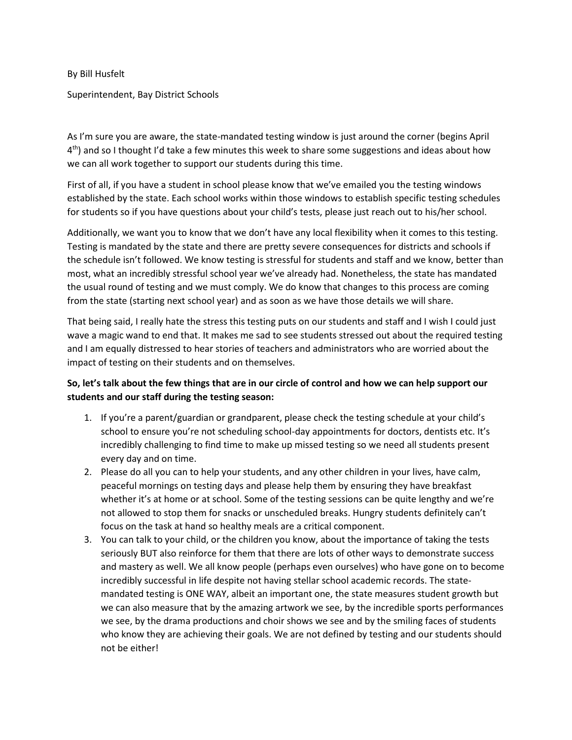By Bill Husfelt

Superintendent, Bay District Schools

As I'm sure you are aware, the state-mandated testing window is just around the corner (begins April 4th) and so I thought I'd take a few minutes this week to share some suggestions and ideas about how we can all work together to support our students during this time.

First of all, if you have a student in school please know that we've emailed you the testing windows established by the state. Each school works within those windows to establish specific testing schedules for students so if you have questions about your child's tests, please just reach out to his/her school.

Additionally, we want you to know that we don't have any local flexibility when it comes to this testing. Testing is mandated by the state and there are pretty severe consequences for districts and schools if the schedule isn't followed. We know testing is stressful for students and staff and we know, better than most, what an incredibly stressful school year we've already had. Nonetheless, the state has mandated the usual round of testing and we must comply. We do know that changes to this process are coming from the state (starting next school year) and as soon as we have those details we will share.

That being said, I really hate the stress this testing puts on our students and staff and I wish I could just wave a magic wand to end that. It makes me sad to see students stressed out about the required testing and I am equally distressed to hear stories of teachers and administrators who are worried about the impact of testing on their students and on themselves.

**So, let's talk about the few things that are in our circle of control and how we can help support our students and our staff during the testing season:**

1. If you're a parent/guardian or grandparent, please check the testing schedule at your child's school to ensure you're not scheduling school-day appointments for doctors, dentists etc. It's incredibly challenging to find time to make up missed testing so we need all students present every day and on time.
2. Please do all you can to help your students, and any other children in your lives, have calm, peaceful mornings on testing days and please help them by ensuring they have breakfast whether it's at home or at school. Some of the testing sessions can be quite lengthy and we're not allowed to stop them for snacks or unscheduled breaks. Hungry students definitely can't focus on the task at hand so healthy meals are a critical component.
3. You can talk to your child, or the children you know, about the importance of taking the tests seriously BUT also reinforce for them that there are lots of other ways to demonstrate success and mastery as well. We all know people (perhaps even ourselves) who have gone on to become incredibly successful in life despite not having stellar school academic records. The state-mandated testing is ONE WAY, albeit an important one, the state measures student growth but we can also measure that by the amazing artwork we see, by the incredible sports performances we see, by the drama productions and choir shows we see and by the smiling faces of students who know they are achieving their goals. We are not defined by testing and our students should not be either!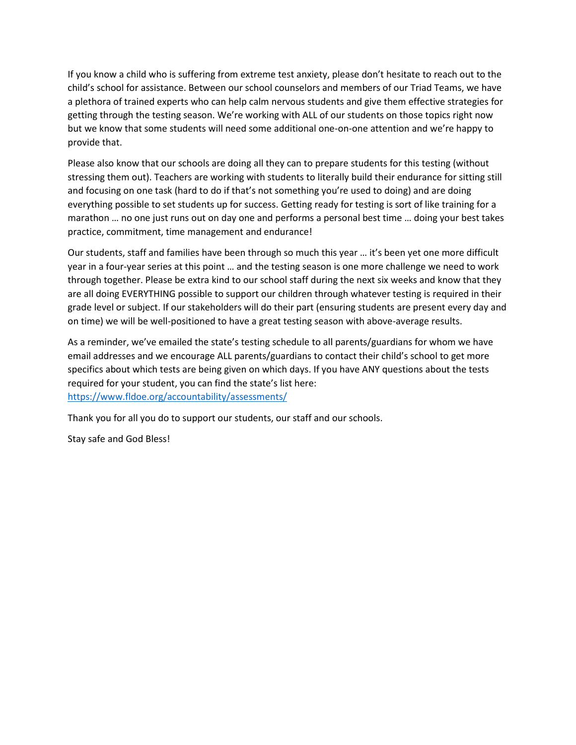If you know a child who is suffering from extreme test anxiety, please don't hesitate to reach out to the child's school for assistance. Between our school counselors and members of our Triad Teams, we have a plethora of trained experts who can help calm nervous students and give them effective strategies for getting through the testing season. We're working with ALL of our students on those topics right now but we know that some students will need some additional one-on-one attention and we're happy to provide that.

Please also know that our schools are doing all they can to prepare students for this testing (without stressing them out). Teachers are working with students to literally build their endurance for sitting still and focusing on one task (hard to do if that's not something you're used to doing) and are doing everything possible to set students up for success. Getting ready for testing is sort of like training for a marathon … no one just runs out on day one and performs a personal best time … doing your best takes practice, commitment, time management and endurance!

Our students, staff and families have been through so much this year … it's been yet one more difficult year in a four-year series at this point … and the testing season is one more challenge we need to work through together. Please be extra kind to our school staff during the next six weeks and know that they are all doing EVERYTHING possible to support our children through whatever testing is required in their grade level or subject. If our stakeholders will do their part (ensuring students are present every day and on time) we will be well-positioned to have a great testing season with above-average results.

As a reminder, we've emailed the state's testing schedule to all parents/guardians for whom we have email addresses and we encourage ALL parents/guardians to contact their child's school to get more specifics about which tests are being given on which days. If you have ANY questions about the tests required for your student, you can find the state's list here: [https://www.fldoe.org/accountability/assessments/](https://www.fldoe.org/accountability/assessments/)

Thank you for all you do to support our students, our staff and our schools.

Stay safe and God Bless!